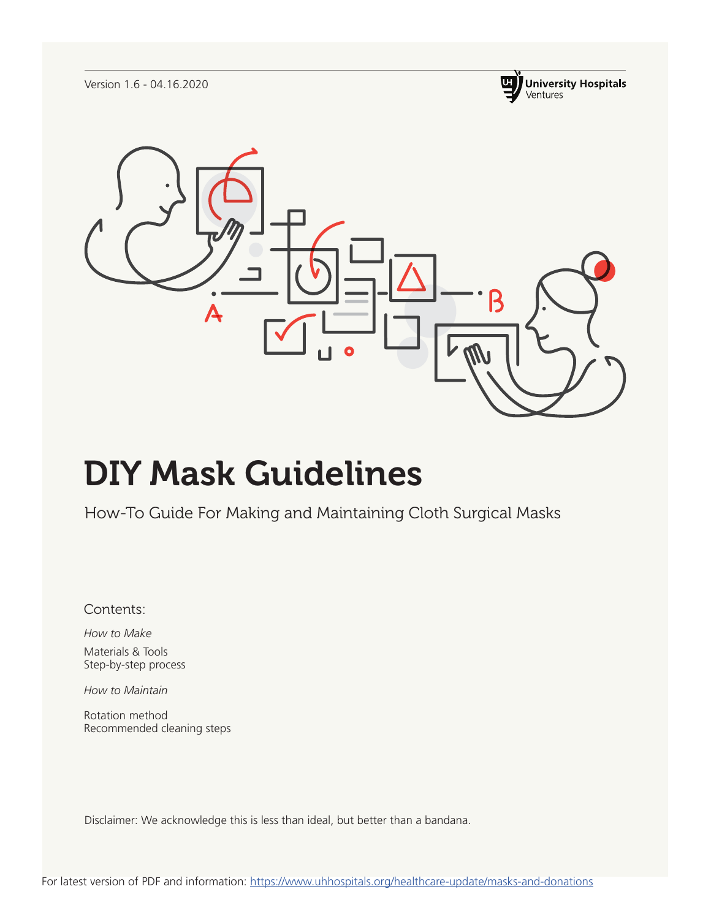Version 1.6 - 04.16.2020

University Hospitals Ventures

# DIY Mask Guidelines

How-To Guide For Making and Maintaining Cloth Surgical Masks

Contents:

*How to Make*

Materials & Tools
Step-by-step process

*How to Maintain*

Rotation method
Recommended cleaning steps

Disclaimer: We acknowledge this is less than ideal, but better than a bandana.

For latest version of PDF and information: https://www.uhhospitals.org/healthcare-update/masks-and-donations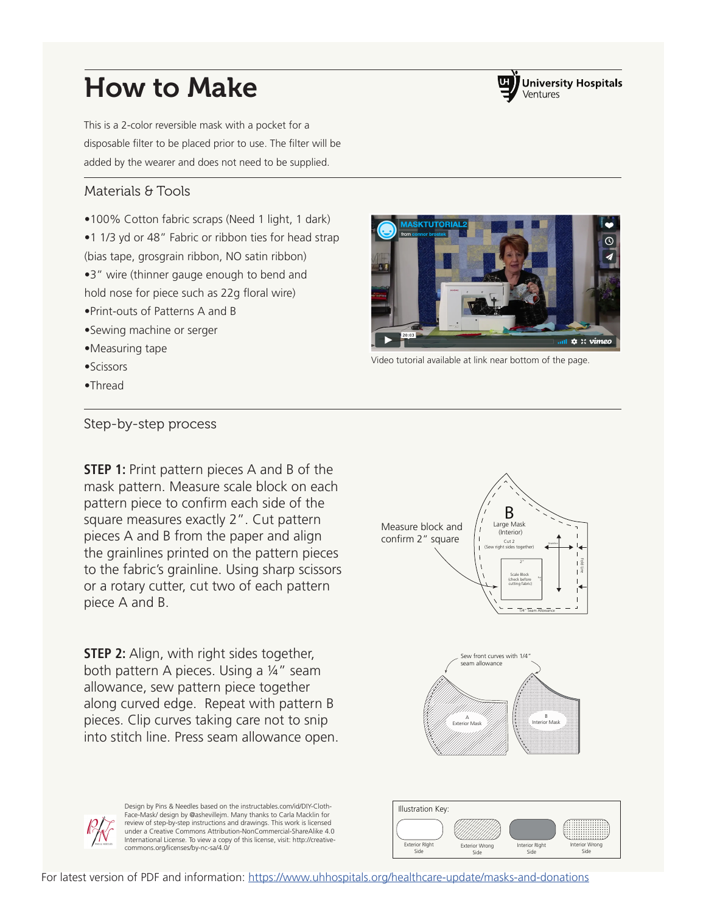# How to Make

University Hospitals Ventures

This is a 2-color reversible mask with a pocket for a disposable filter to be placed prior to use. The filter will be added by the wearer and does not need to be supplied.

## Materials & Tools

- 100% Cotton fabric scraps (Need 1 light, 1 dark)
- 1 1/3 yd or 48" Fabric or ribbon ties for head strap (bias tape, grosgrain ribbon, NO satin ribbon)
- 3" wire (thinner gauge enough to bend and hold nose for piece such as 22g floral wire)
- Print-outs of Patterns A and B
- Sewing machine or serger
- Measuring tape
- Scissors
- Thread

Video tutorial available at link near bottom of the page.

## Step-by-step process

**STEP 1:** Print pattern pieces A and B of the mask pattern. Measure scale block on each pattern piece to confirm each side of the square measures exactly 2". Cut pattern pieces A and B from the paper and align the grainlines printed on the pattern pieces to the fabric's grainline. Using sharp scissors or a rotary cutter, cut two of each pattern piece A and B.

Measure block and confirm 2" square

**STEP 2:** Align, with right sides together, both pattern A pieces. Using a ¼" seam allowance, sew pattern piece together along curved edge. Repeat with pattern B pieces. Clip curves taking care not to snip into stitch line. Press seam allowance open.

Sew front curves with 1/4" seam allowance

Illustration Key: Exterior Right Side, Exterior Wrong Side, Interior Right Side, Interior Wrong Side

Design by Pins & Needles based on the instructables.com/id/DIY-Cloth-Face-Mask/ design by @ashevillejm. Many thanks to Carla Macklin for review of step-by-step instructions and drawings. This work is licensed under a Creative Commons Attribution-NonCommercial-ShareAlike 4.0 International License. To view a copy of this license, visit: http://creative-commons.org/licenses/by-nc-sa/4.0/

For latest version of PDF and information: https://www.uhhospitals.org/healthcare-update/masks-and-donations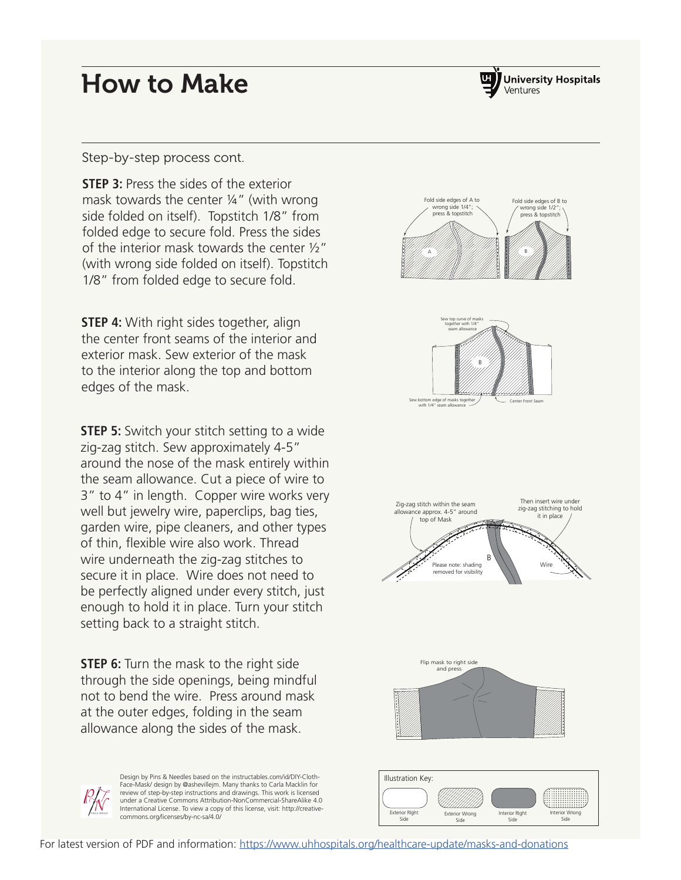# How to Make

Step-by-step process cont.

**STEP 3:** Press the sides of the exterior mask towards the center ¼" (with wrong side folded on itself). Topstitch 1/8" from folded edge to secure fold. Press the sides of the interior mask towards the center ½" (with wrong side folded on itself). Topstitch 1/8" from folded edge to secure fold.

Fold side edges of A to wrong side 1/4"; press & topstitch

Fold side edges of B to wrong side 1/2"; press & topstitch

**STEP 4:** With right sides together, align the center front seams of the interior and exterior mask. Sew exterior of the mask to the interior along the top and bottom edges of the mask.

Sew top curve of masks together with 1/4" seam allowance

Sew bottom edge of masks together with 1/4" seam allowance

Center Front Seam

**STEP 5:** Switch your stitch setting to a wide zig-zag stitch. Sew approximately 4-5" around the nose of the mask entirely within the seam allowance. Cut a piece of wire to 3" to 4" in length. Copper wire works very well but jewelry wire, paperclips, bag ties, garden wire, pipe cleaners, and other types of thin, flexible wire also work. Thread wire underneath the zig-zag stitches to secure it in place. Wire does not need to be perfectly aligned under every stitch, just enough to hold it in place. Turn your stitch setting back to a straight stitch.

Zig-zag stitch within the seam allowance approx. 4-5" around top of Mask

Then insert wire under zig-zag stitching to hold it in place

Please note: shading removed for visibility

Wire

**STEP 6:** Turn the mask to the right side through the side openings, being mindful not to bend the wire. Press around mask at the outer edges, folding in the seam allowance along the sides of the mask.

Flip mask to right side and press

Illustration Key: Exterior Right Side; Exterior Wrong Side; Interior Right Side; Interior Wrong Side

Design by Pins & Needles based on the instructables.com/id/DIY-Cloth-Face-Mask/ design by @ashevillejm. Many thanks to Carla Macklin for review of step-by-step instructions and drawings. This work is licensed under a Creative Commons Attribution-NonCommercial-ShareAlike 4.0 International License. To view a copy of this license, visit: http://creativecommons.org/licenses/by-nc-sa/4.0/

For latest version of PDF and information: https://www.uhhospitals.org/healthcare-update/masks-and-donations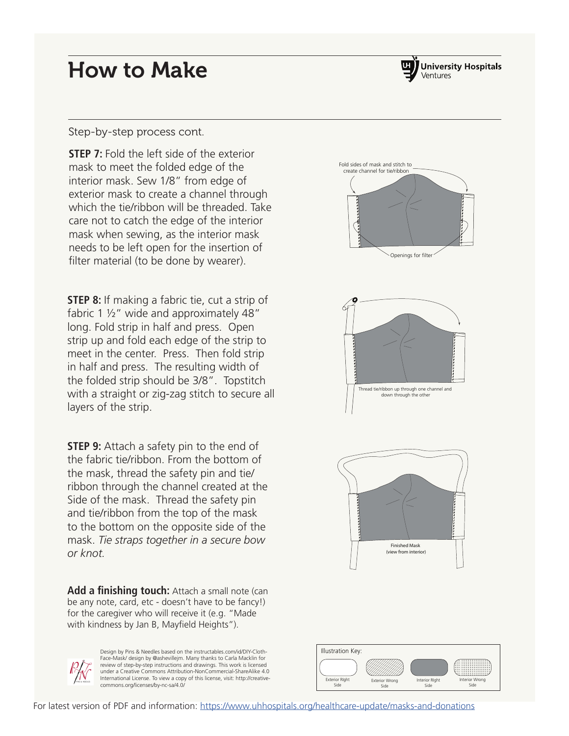# How to Make

University Hospitals Ventures

Step-by-step process cont.

**STEP 7:** Fold the left side of the exterior mask to meet the folded edge of the interior mask. Sew 1/8" from edge of exterior mask to create a channel through which the tie/ribbon will be threaded. Take care not to catch the edge of the interior mask when sewing, as the interior mask needs to be left open for the insertion of filter material (to be done by wearer).

Fold sides of mask and stitch to create channel for tie/ribbon

Openings for filter

**STEP 8:** If making a fabric tie, cut a strip of fabric 1 ½" wide and approximately 48" long. Fold strip in half and press. Open strip up and fold each edge of the strip to meet in the center. Press. Then fold strip in half and press. The resulting width of the folded strip should be 3/8". Topstitch with a straight or zig-zag stitch to secure all layers of the strip.

Thread tie/ribbon up through one channel and down through the other

**STEP 9:** Attach a safety pin to the end of the fabric tie/ribbon. From the bottom of the mask, thread the safety pin and tie/ribbon through the channel created at the Side of the mask. Thread the safety pin and tie/ribbon from the top of the mask to the bottom on the opposite side of the mask. *Tie straps together in a secure bow or knot.*

Finished Mask (view from interior)

**Add a finishing touch:** Attach a small note (can be any note, card, etc - doesn't have to be fancy!) for the caregiver who will receive it (e.g. "Made with kindness by Jan B, Mayfield Heights").

Design by Pins & Needles based on the instructables.com/id/DIY-Cloth-Face-Mask/ design by @ashevillejm. Many thanks to Carla Macklin for review of step-by-step instructions and drawings. This work is licensed under a Creative Commons Attribution-NonCommercial-ShareAlike 4.0 International License. To view a copy of this license, visit: http://creativecommons.org/licenses/by-nc-sa/4.0/

Illustration Key: Exterior Right Side | Exterior Wrong Side | Interior Right Side | Interior Wrong Side

For latest version of PDF and information: https://www.uhhospitals.org/healthcare-update/masks-and-donations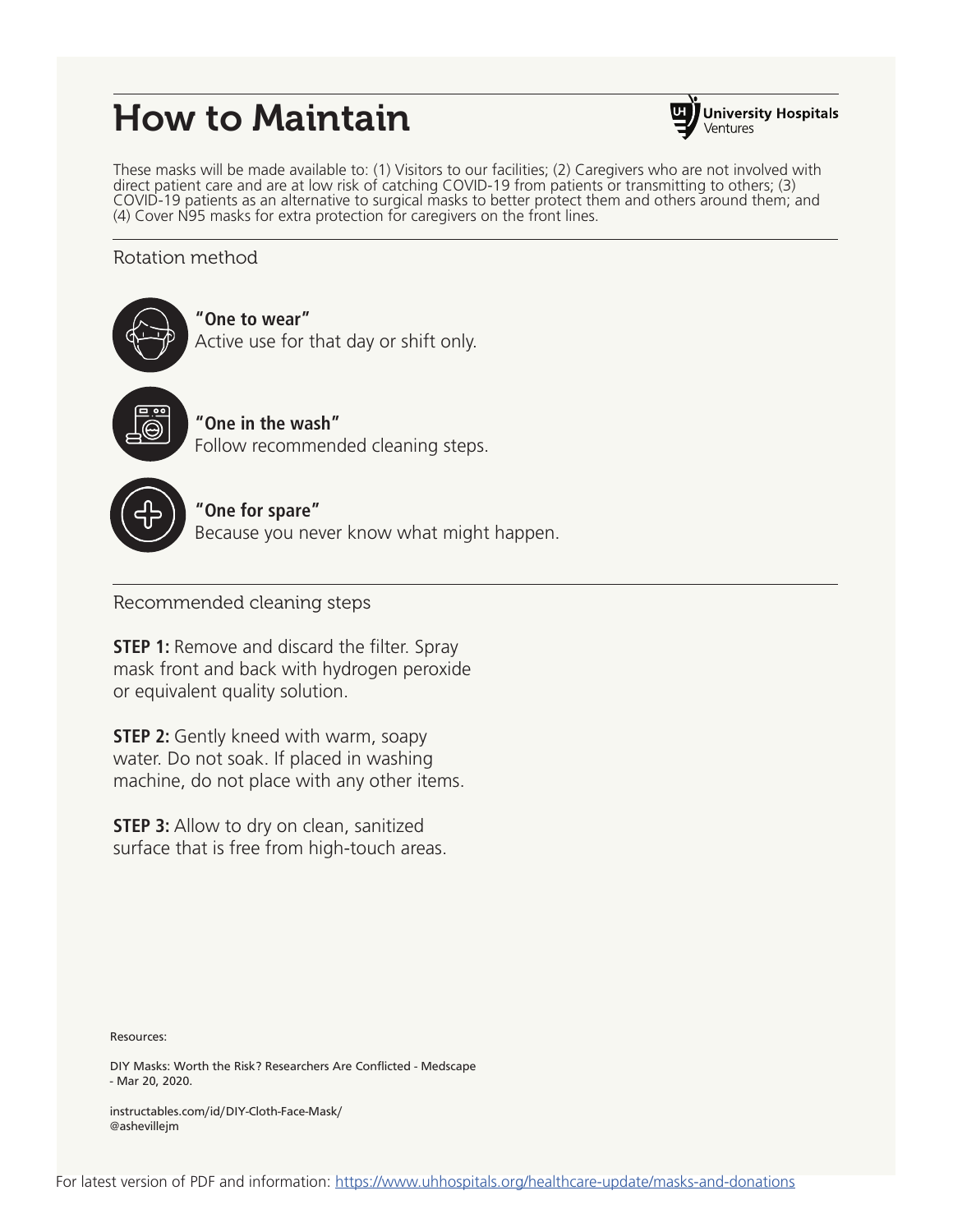# How to Maintain

University Hospitals Ventures

These masks will be made available to: (1) Visitors to our facilities; (2) Caregivers who are not involved with direct patient care and are at low risk of catching COVID-19 from patients or transmitting to others; (3) COVID-19 patients as an alternative to surgical masks to better protect them and others around them; and (4) Cover N95 masks for extra protection for caregivers on the front lines.

## Rotation method

**"One to wear"**
Active use for that day or shift only.

**"One in the wash"**
Follow recommended cleaning steps.

**"One for spare"**
Because you never know what might happen.

## Recommended cleaning steps

**STEP 1:** Remove and discard the filter. Spray mask front and back with hydrogen peroxide or equivalent quality solution.

**STEP 2:** Gently kneed with warm, soapy water. Do not soak. If placed in washing machine, do not place with any other items.

**STEP 3:** Allow to dry on clean, sanitized surface that is free from high-touch areas.

Resources:

DIY Masks: Worth the Risk? Researchers Are Conflicted - Medscape - Mar 20, 2020.

instructables.com/id/DIY-Cloth-Face-Mask/
@ashevillejm

For latest version of PDF and information: https://www.uhhospitals.org/healthcare-update/masks-and-donations